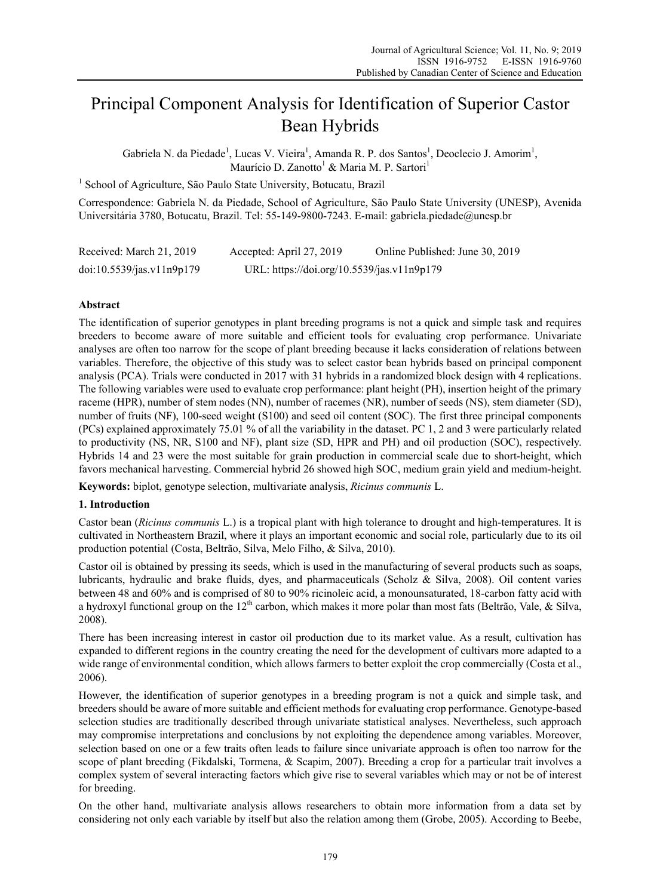# Principal Component Analysis for Identification of Superior Castor Bean Hybrids

Gabriela N. da Piedade[1], Lucas V. Vieira[1], Amanda R. P. dos Santos[1], Deoclecio J. Amorim[1], Maurício D. Zanotto[1] & Maria M. P. Sartori[1]

[1] School of Agriculture, São Paulo State University, Botucatu, Brazil

Correspondence: Gabriela N. da Piedade, School of Agriculture, São Paulo State University (UNESP), Avenida Universitária 3780, Botucatu, Brazil. Tel: 55-149-9800-7243. E-mail: gabriela.piedade@unesp.br

| Received: March 21, 2019 | Accepted: April 27, 2019 | Online Published: June 30, 2019 |
|---|---|---|
| doi:10.5539/jas.v11n9p179 | URL: https://doi.org/10.5539/jas.v11n9p179 | |

## Abstract

The identification of superior genotypes in plant breeding programs is not a quick and simple task and requires breeders to become aware of more suitable and efficient tools for evaluating crop performance. Univariate analyses are often too narrow for the scope of plant breeding because it lacks consideration of relations between variables. Therefore, the objective of this study was to select castor bean hybrids based on principal component analysis (PCA). Trials were conducted in 2017 with 31 hybrids in a randomized block design with 4 replications. The following variables were used to evaluate crop performance: plant height (PH), insertion height of the primary raceme (HPR), number of stem nodes (NN), number of racemes (NR), number of seeds (NS), stem diameter (SD), number of fruits (NF), 100-seed weight (S100) and seed oil content (SOC). The first three principal components (PCs) explained approximately 75.01 % of all the variability in the dataset. PC 1, 2 and 3 were particularly related to productivity (NS, NR, S100 and NF), plant size (SD, HPR and PH) and oil production (SOC), respectively. Hybrids 14 and 23 were the most suitable for grain production in commercial scale due to short-height, which favors mechanical harvesting. Commercial hybrid 26 showed high SOC, medium grain yield and medium-height.

**Keywords:** biplot, genotype selection, multivariate analysis, *Ricinus communis* L.

## 1. Introduction

Castor bean (*Ricinus communis* L.) is a tropical plant with high tolerance to drought and high-temperatures. It is cultivated in Northeastern Brazil, where it plays an important economic and social role, particularly due to its oil production potential (Costa, Beltrão, Silva, Melo Filho, & Silva, 2010).

Castor oil is obtained by pressing its seeds, which is used in the manufacturing of several products such as soaps, lubricants, hydraulic and brake fluids, dyes, and pharmaceuticals (Scholz & Silva, 2008). Oil content varies between 48 and 60% and is comprised of 80 to 90% ricinoleic acid, a monounsaturated, 18-carbon fatty acid with a hydroxyl functional group on the 12th carbon, which makes it more polar than most fats (Beltrão, Vale, & Silva, 2008).

There has been increasing interest in castor oil production due to its market value. As a result, cultivation has expanded to different regions in the country creating the need for the development of cultivars more adapted to a wide range of environmental condition, which allows farmers to better exploit the crop commercially (Costa et al., 2006).

However, the identification of superior genotypes in a breeding program is not a quick and simple task, and breeders should be aware of more suitable and efficient methods for evaluating crop performance. Genotype-based selection studies are traditionally described through univariate statistical analyses. Nevertheless, such approach may compromise interpretations and conclusions by not exploiting the dependence among variables. Moreover, selection based on one or a few traits often leads to failure since univariate approach is often too narrow for the scope of plant breeding (Fikdalski, Tormena, & Scapim, 2007). Breeding a crop for a particular trait involves a complex system of several interacting factors which give rise to several variables which may or not be of interest for breeding.

On the other hand, multivariate analysis allows researchers to obtain more information from a data set by considering not only each variable by itself but also the relation among them (Grobe, 2005). According to Beebe,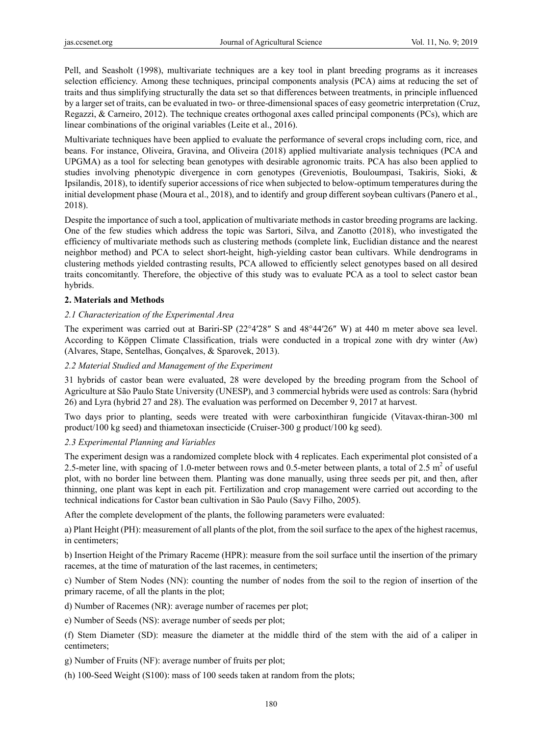Pell, and Seasholt (1998), multivariate techniques are a key tool in plant breeding programs as it increases selection efficiency. Among these techniques, principal components analysis (PCA) aims at reducing the set of traits and thus simplifying structurally the data set so that differences between treatments, in principle influenced by a larger set of traits, can be evaluated in two- or three-dimensional spaces of easy geometric interpretation (Cruz, Regazzi, & Carneiro, 2012). The technique creates orthogonal axes called principal components (PCs), which are linear combinations of the original variables (Leite et al., 2016).

Multivariate techniques have been applied to evaluate the performance of several crops including corn, rice, and beans. For instance, Oliveira, Gravina, and Oliveira (2018) applied multivariate analysis techniques (PCA and UPGMA) as a tool for selecting bean genotypes with desirable agronomic traits. PCA has also been applied to studies involving phenotypic divergence in corn genotypes (Greveniotis, Bouloumpasi, Tsakiris, Sioki, & Ipsilandis, 2018), to identify superior accessions of rice when subjected to below-optimum temperatures during the initial development phase (Moura et al., 2018), and to identify and group different soybean cultivars (Panero et al., 2018).

Despite the importance of such a tool, application of multivariate methods in castor breeding programs are lacking. One of the few studies which address the topic was Sartori, Silva, and Zanotto (2018), who investigated the efficiency of multivariate methods such as clustering methods (complete link, Euclidian distance and the nearest neighbor method) and PCA to select short-height, high-yielding castor bean cultivars. While dendrograms in clustering methods yielded contrasting results, PCA allowed to efficiently select genotypes based on all desired traits concomitantly. Therefore, the objective of this study was to evaluate PCA as a tool to select castor bean hybrids.

## 2. Materials and Methods

### *2.1 Characterization of the Experimental Area*

The experiment was carried out at Bariri-SP (22°4′28″ S and 48°44′26″ W) at 440 m meter above sea level. According to Köppen Climate Classification, trials were conducted in a tropical zone with dry winter (Aw) (Alvares, Stape, Sentelhas, Gonçalves, & Sparovek, 2013).

### *2.2 Material Studied and Management of the Experiment*

31 hybrids of castor bean were evaluated, 28 were developed by the breeding program from the School of Agriculture at São Paulo State University (UNESP), and 3 commercial hybrids were used as controls: Sara (hybrid 26) and Lyra (hybrid 27 and 28). The evaluation was performed on December 9, 2017 at harvest.

Two days prior to planting, seeds were treated with were carboxinthiran fungicide (Vitavax-thiran-300 ml product/100 kg seed) and thiametoxan insecticide (Cruiser-300 g product/100 kg seed).

### *2.3 Experimental Planning and Variables*

The experiment design was a randomized complete block with 4 replicates. Each experimental plot consisted of a 2.5-meter line, with spacing of 1.0-meter between rows and 0.5-meter between plants, a total of 2.5 $m^2$ of useful plot, with no border line between them. Planting was done manually, using three seeds per pit, and then, after thinning, one plant was kept in each pit. Fertilization and crop management were carried out according to the technical indications for Castor bean cultivation in São Paulo (Savy Filho, 2005).

After the complete development of the plants, the following parameters were evaluated:

a) Plant Height (PH): measurement of all plants of the plot, from the soil surface to the apex of the highest racemus, in centimeters;

b) Insertion Height of the Primary Raceme (HPR): measure from the soil surface until the insertion of the primary racemes, at the time of maturation of the last racemes, in centimeters;

c) Number of Stem Nodes (NN): counting the number of nodes from the soil to the region of insertion of the primary raceme, of all the plants in the plot;

d) Number of Racemes (NR): average number of racemes per plot;

e) Number of Seeds (NS): average number of seeds per plot;

(f) Stem Diameter (SD): measure the diameter at the middle third of the stem with the aid of a caliper in centimeters;

g) Number of Fruits (NF): average number of fruits per plot;

(h) 100-Seed Weight (S100): mass of 100 seeds taken at random from the plots;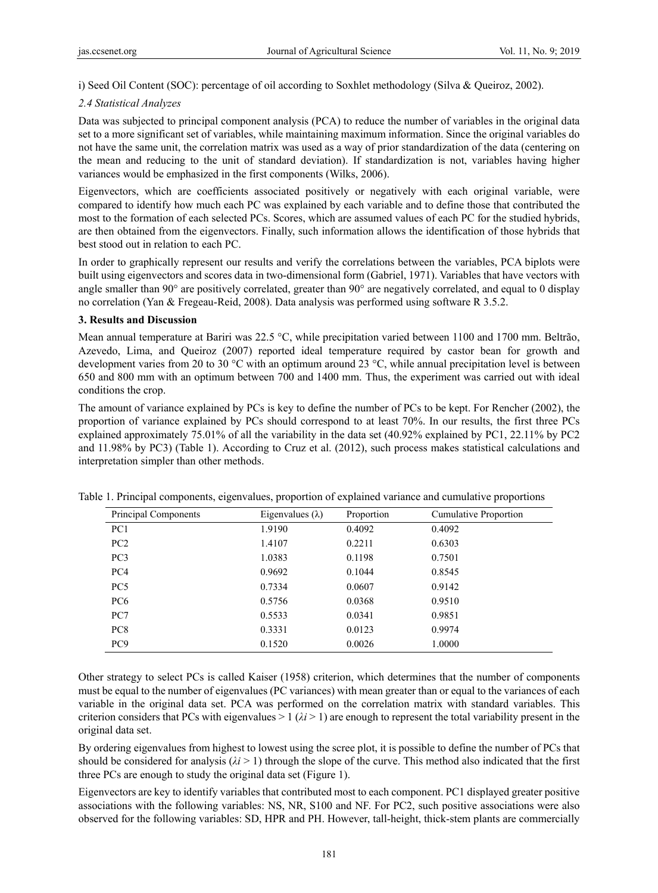i) Seed Oil Content (SOC): percentage of oil according to Soxhlet methodology (Silva & Queiroz, 2002).

### *2.4 Statistical Analyzes*

Data was subjected to principal component analysis (PCA) to reduce the number of variables in the original data set to a more significant set of variables, while maintaining maximum information. Since the original variables do not have the same unit, the correlation matrix was used as a way of prior standardization of the data (centering on the mean and reducing to the unit of standard deviation). If standardization is not, variables having higher variances would be emphasized in the first components (Wilks, 2006).

Eigenvectors, which are coefficients associated positively or negatively with each original variable, were compared to identify how much each PC was explained by each variable and to define those that contributed the most to the formation of each selected PCs. Scores, which are assumed values of each PC for the studied hybrids, are then obtained from the eigenvectors. Finally, such information allows the identification of those hybrids that best stood out in relation to each PC.

In order to graphically represent our results and verify the correlations between the variables, PCA biplots were built using eigenvectors and scores data in two-dimensional form (Gabriel, 1971). Variables that have vectors with angle smaller than 90° are positively correlated, greater than 90° are negatively correlated, and equal to 0 display no correlation (Yan & Fregeau-Reid, 2008). Data analysis was performed using software R 3.5.2.

## 3. Results and Discussion

Mean annual temperature at Bariri was 22.5 °C, while precipitation varied between 1100 and 1700 mm. Beltrão, Azevedo, Lima, and Queiroz (2007) reported ideal temperature required by castor bean for growth and development varies from 20 to 30 °C with an optimum around 23 °C, while annual precipitation level is between 650 and 800 mm with an optimum between 700 and 1400 mm. Thus, the experiment was carried out with ideal conditions the crop.

The amount of variance explained by PCs is key to define the number of PCs to be kept. For Rencher (2002), the proportion of variance explained by PCs should correspond to at least 70%. In our results, the first three PCs explained approximately 75.01% of all the variability in the data set (40.92% explained by PC1, 22.11% by PC2 and 11.98% by PC3) (Table 1). According to Cruz et al. (2012), such process makes statistical calculations and interpretation simpler than other methods.

Table 1. Principal components, eigenvalues, proportion of explained variance and cumulative proportions

| Principal Components | Eigenvalues (λ) | Proportion | Cumulative Proportion |
|---|---|---|---|
| PC1 | 1.9190 | 0.4092 | 0.4092 |
| PC2 | 1.4107 | 0.2211 | 0.6303 |
| PC3 | 1.0383 | 0.1198 | 0.7501 |
| PC4 | 0.9692 | 0.1044 | 0.8545 |
| PC5 | 0.7334 | 0.0607 | 0.9142 |
| PC6 | 0.5756 | 0.0368 | 0.9510 |
| PC7 | 0.5533 | 0.0341 | 0.9851 |
| PC8 | 0.3331 | 0.0123 | 0.9974 |
| PC9 | 0.1520 | 0.0026 | 1.0000 |

Other strategy to select PCs is called Kaiser (1958) criterion, which determines that the number of components must be equal to the number of eigenvalues (PC variances) with mean greater than or equal to the variances of each variable in the original data set. PCA was performed on the correlation matrix with standard variables. This criterion considers that PCs with eigenvalues > 1 ($\lambda i > 1$) are enough to represent the total variability present in the original data set.

By ordering eigenvalues from highest to lowest using the scree plot, it is possible to define the number of PCs that should be considered for analysis ($\lambda i > 1$) through the slope of the curve. This method also indicated that the first three PCs are enough to study the original data set (Figure 1).

Eigenvectors are key to identify variables that contributed most to each component. PC1 displayed greater positive associations with the following variables: NS, NR, S100 and NF. For PC2, such positive associations were also observed for the following variables: SD, HPR and PH. However, tall-height, thick-stem plants are commercially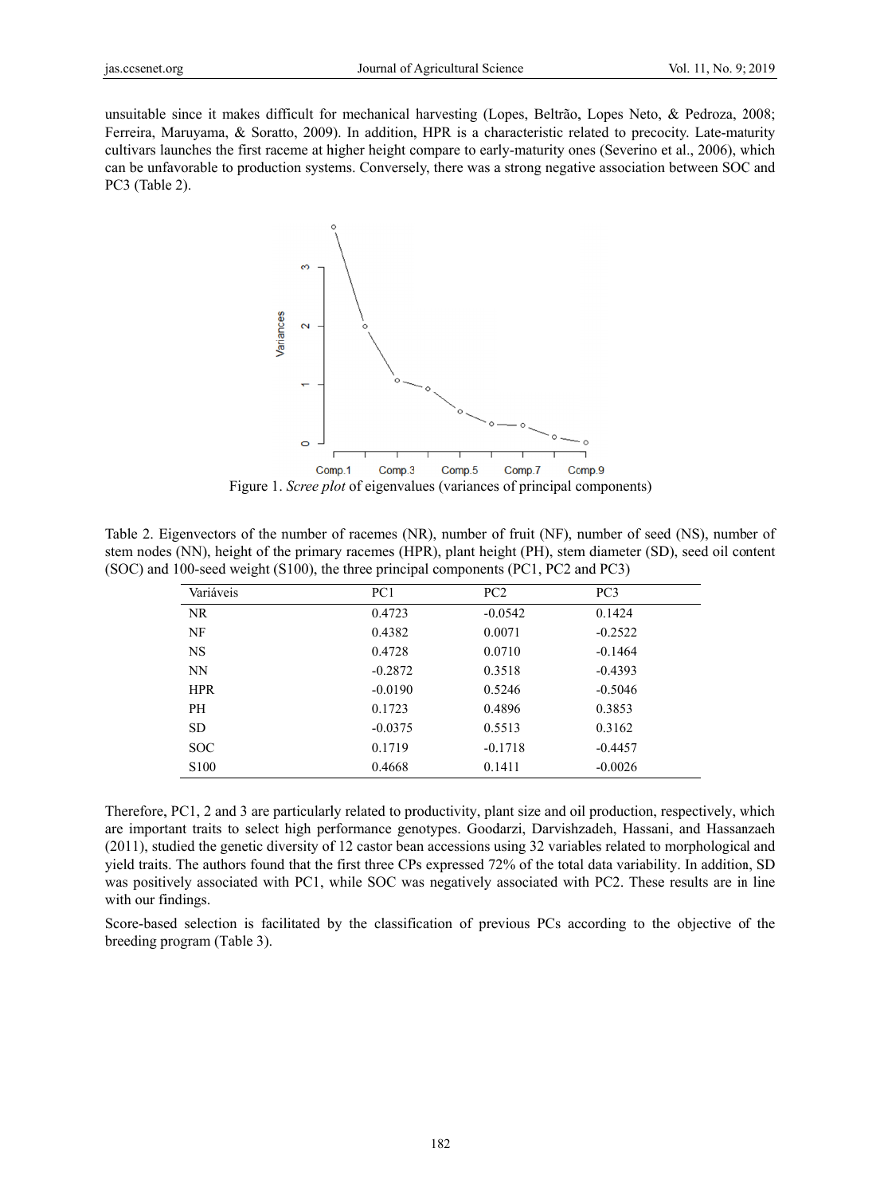unsuitable since it makes difficult for mechanical harvesting (Lopes, Beltrão, Lopes Neto, & Pedroza, 2008; Ferreira, Maruyama, & Soratto, 2009). In addition, HPR is a characteristic related to precocity. Late-maturity cultivars launches the first raceme at higher height compare to early-maturity ones (Severino et al., 2006), which can be unfavorable to production systems. Conversely, there was a strong negative association between SOC and PC3 (Table 2).

Figure 1. *Scree plot* of eigenvalues (variances of principal components)

Table 2. Eigenvectors of the number of racemes (NR), number of fruit (NF), number of seed (NS), number of stem nodes (NN), height of the primary racemes (HPR), plant height (PH), stem diameter (SD), seed oil content (SOC) and 100-seed weight (S100), the three principal components (PC1, PC2 and PC3)

| Variáveis | PC1 | PC2 | PC3 |
|---|---|---|---|
| NR | 0.4723 | -0.0542 | 0.1424 |
| NF | 0.4382 | 0.0071 | -0.2522 |
| NS | 0.4728 | 0.0710 | -0.1464 |
| NN | -0.2872 | 0.3518 | -0.4393 |
| HPR | -0.0190 | 0.5246 | -0.5046 |
| PH | 0.1723 | 0.4896 | 0.3853 |
| SD | -0.0375 | 0.5513 | 0.3162 |
| SOC | 0.1719 | -0.1718 | -0.4457 |
| S100 | 0.4668 | 0.1411 | -0.0026 |

Therefore, PC1, 2 and 3 are particularly related to productivity, plant size and oil production, respectively, which are important traits to select high performance genotypes. Goodarzi, Darvishzadeh, Hassani, and Hassanzaeh (2011), studied the genetic diversity of 12 castor bean accessions using 32 variables related to morphological and yield traits. The authors found that the first three CPs expressed 72% of the total data variability. In addition, SD was positively associated with PC1, while SOC was negatively associated with PC2. These results are in line with our findings.

Score-based selection is facilitated by the classification of previous PCs according to the objective of the breeding program (Table 3).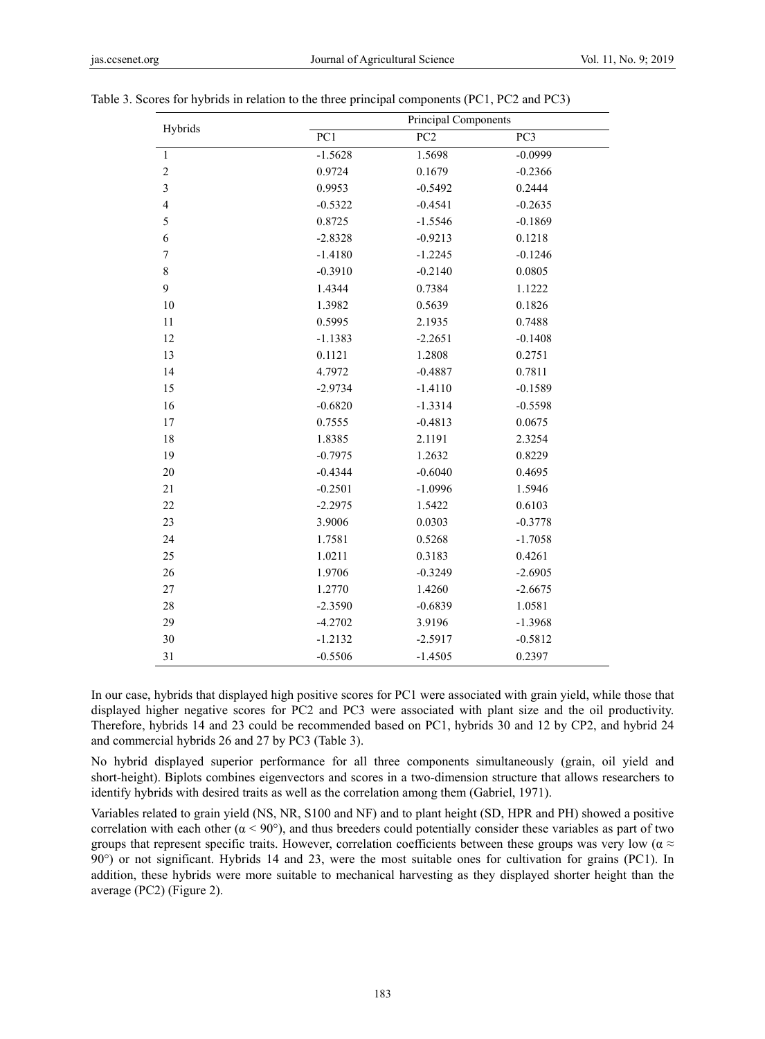Table 3. Scores for hybrids in relation to the three principal components (PC1, PC2 and PC3)

| Hybrids | Principal Components | | |
|---|---|---|---|
| | PC1 | PC2 | PC3 |
| 1 | -1.5628 | 1.5698 | -0.0999 |
| 2 | 0.9724 | 0.1679 | -0.2366 |
| 3 | 0.9953 | -0.5492 | 0.2444 |
| 4 | -0.5322 | -0.4541 | -0.2635 |
| 5 | 0.8725 | -1.5546 | -0.1869 |
| 6 | -2.8328 | -0.9213 | 0.1218 |
| 7 | -1.4180 | -1.2245 | -0.1246 |
| 8 | -0.3910 | -0.2140 | 0.0805 |
| 9 | 1.4344 | 0.7384 | 1.1222 |
| 10 | 1.3982 | 0.5639 | 0.1826 |
| 11 | 0.5995 | 2.1935 | 0.7488 |
| 12 | -1.1383 | -2.2651 | -0.1408 |
| 13 | 0.1121 | 1.2808 | 0.2751 |
| 14 | 4.7972 | -0.4887 | 0.7811 |
| 15 | -2.9734 | -1.4110 | -0.1589 |
| 16 | -0.6820 | -1.3314 | -0.5598 |
| 17 | 0.7555 | -0.4813 | 0.0675 |
| 18 | 1.8385 | 2.1191 | 2.3254 |
| 19 | -0.7975 | 1.2632 | 0.8229 |
| 20 | -0.4344 | -0.6040 | 0.4695 |
| 21 | -0.2501 | -1.0996 | 1.5946 |
| 22 | -2.2975 | 1.5422 | 0.6103 |
| 23 | 3.9006 | 0.0303 | -0.3778 |
| 24 | 1.7581 | 0.5268 | -1.7058 |
| 25 | 1.0211 | 0.3183 | 0.4261 |
| 26 | 1.9706 | -0.3249 | -2.6905 |
| 27 | 1.2770 | 1.4260 | -2.6675 |
| 28 | -2.3590 | -0.6839 | 1.0581 |
| 29 | -4.2702 | 3.9196 | -1.3968 |
| 30 | -1.2132 | -2.5917 | -0.5812 |
| 31 | -0.5506 | -1.4505 | 0.2397 |

In our case, hybrids that displayed high positive scores for PC1 were associated with grain yield, while those that displayed higher negative scores for PC2 and PC3 were associated with plant size and the oil productivity. Therefore, hybrids 14 and 23 could be recommended based on PC1, hybrids 30 and 12 by CP2, and hybrid 24 and commercial hybrids 26 and 27 by PC3 (Table 3).

No hybrid displayed superior performance for all three components simultaneously (grain, oil yield and short-height). Biplots combines eigenvectors and scores in a two-dimension structure that allows researchers to identify hybrids with desired traits as well as the correlation among them (Gabriel, 1971).

Variables related to grain yield (NS, NR, S100 and NF) and to plant height (SD, HPR and PH) showed a positive correlation with each other ($\alpha < 90°$), and thus breeders could potentially consider these variables as part of two groups that represent specific traits. However, correlation coefficients between these groups was very low ($\alpha \approx 90°$) or not significant. Hybrids 14 and 23, were the most suitable ones for cultivation for grains (PC1). In addition, these hybrids were more suitable to mechanical harvesting as they displayed shorter height than the average (PC2) (Figure 2).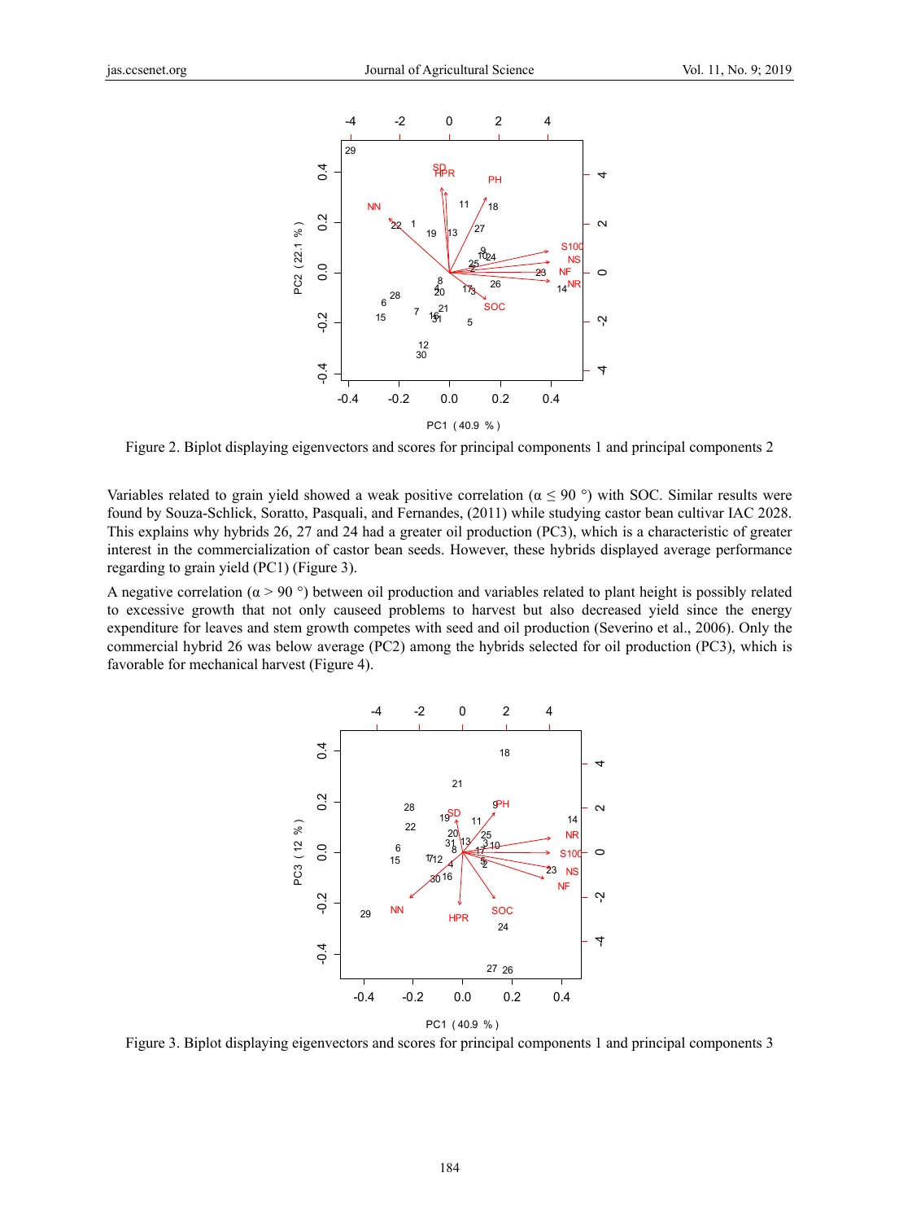Figure 2. Biplot displaying eigenvectors and scores for principal components 1 and principal components 2

Variables related to grain yield showed a weak positive correlation (α ≤ 90 °) with SOC. Similar results were found by Souza-Schlick, Soratto, Pasquali, and Fernandes, (2011) while studying castor bean cultivar IAC 2028. This explains why hybrids 26, 27 and 24 had a greater oil production (PC3), which is a characteristic of greater interest in the commercialization of castor bean seeds. However, these hybrids displayed average performance regarding to grain yield (PC1) (Figure 3).

A negative correlation (α > 90 °) between oil production and variables related to plant height is possibly related to excessive growth that not only causeed problems to harvest but also decreased yield since the energy expenditure for leaves and stem growth competes with seed and oil production (Severino et al., 2006). Only the commercial hybrid 26 was below average (PC2) among the hybrids selected for oil production (PC3), which is favorable for mechanical harvest (Figure 4).

Figure 3. Biplot displaying eigenvectors and scores for principal components 1 and principal components 3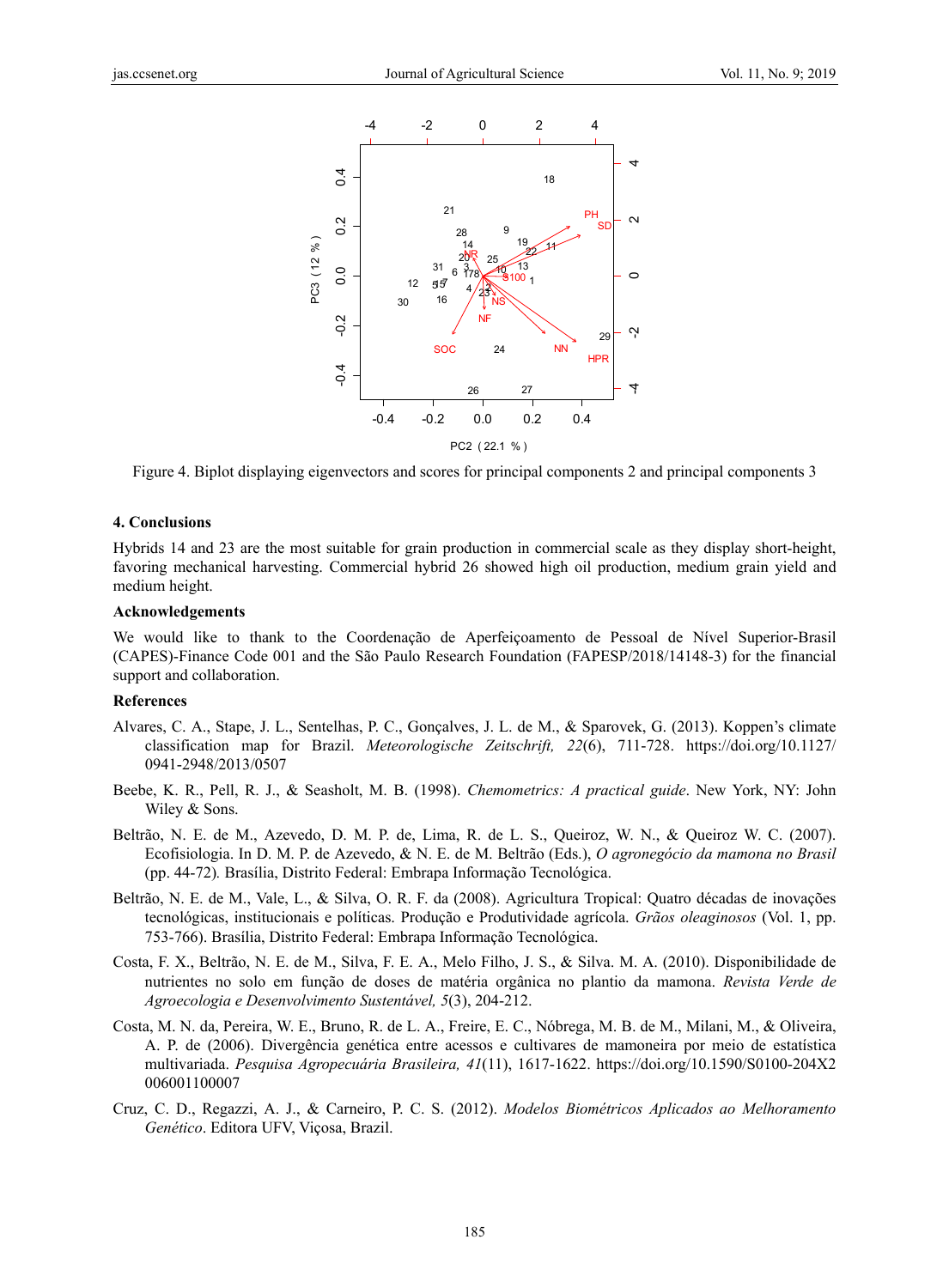Figure 4. Biplot displaying eigenvectors and scores for principal components 2 and principal components 3

## 4. Conclusions

Hybrids 14 and 23 are the most suitable for grain production in commercial scale as they display short-height, favoring mechanical harvesting. Commercial hybrid 26 showed high oil production, medium grain yield and medium height.

### Acknowledgements

We would like to thank to the Coordenação de Aperfeiçoamento de Pessoal de Nível Superior-Brasil (CAPES)-Finance Code 001 and the São Paulo Research Foundation (FAPESP/2018/14148-3) for the financial support and collaboration.

### References

Alvares, C. A., Stape, J. L., Sentelhas, P. C., Gonçalves, J. L. de M., & Sparovek, G. (2013). Koppen's climate classification map for Brazil. *Meteorologische Zeitschrift, 22*(6), 711-728. https://doi.org/10.1127/0941-2948/2013/0507

Beebe, K. R., Pell, R. J., & Seasholt, M. B. (1998). *Chemometrics: A practical guide*. New York, NY: John Wiley & Sons.

Beltrão, N. E. de M., Azevedo, D. M. P. de, Lima, R. de L. S., Queiroz, W. N., & Queiroz W. C. (2007). Ecofisiologia. In D. M. P. de Azevedo, & N. E. de M. Beltrão (Eds.), *O agronegócio da mamona no Brasil* (pp. 44-72). Brasília, Distrito Federal: Embrapa Informação Tecnológica.

Beltrão, N. E. de M., Vale, L., & Silva, O. R. F. da (2008). Agricultura Tropical: Quatro décadas de inovações tecnológicas, institucionais e políticas. Produção e Produtividade agrícola. *Grãos oleaginosos* (Vol. 1, pp. 753-766). Brasília, Distrito Federal: Embrapa Informação Tecnológica.

Costa, F. X., Beltrão, N. E. de M., Silva, F. E. A., Melo Filho, J. S., & Silva. M. A. (2010). Disponibilidade de nutrientes no solo em função de doses de matéria orgânica no plantio da mamona. *Revista Verde de Agroecologia e Desenvolvimento Sustentável, 5*(3), 204-212.

Costa, M. N. da, Pereira, W. E., Bruno, R. de L. A., Freire, E. C., Nóbrega, M. B. de M., Milani, M., & Oliveira, A. P. de (2006). Divergência genética entre acessos e cultivares de mamoneira por meio de estatística multivariada. *Pesquisa Agropecuária Brasileira, 41*(11), 1617-1622. https://doi.org/10.1590/S0100-204X2006001100007

Cruz, C. D., Regazzi, A. J., & Carneiro, P. C. S. (2012). *Modelos Biométricos Aplicados ao Melhoramento Genético*. Editora UFV, Viçosa, Brazil.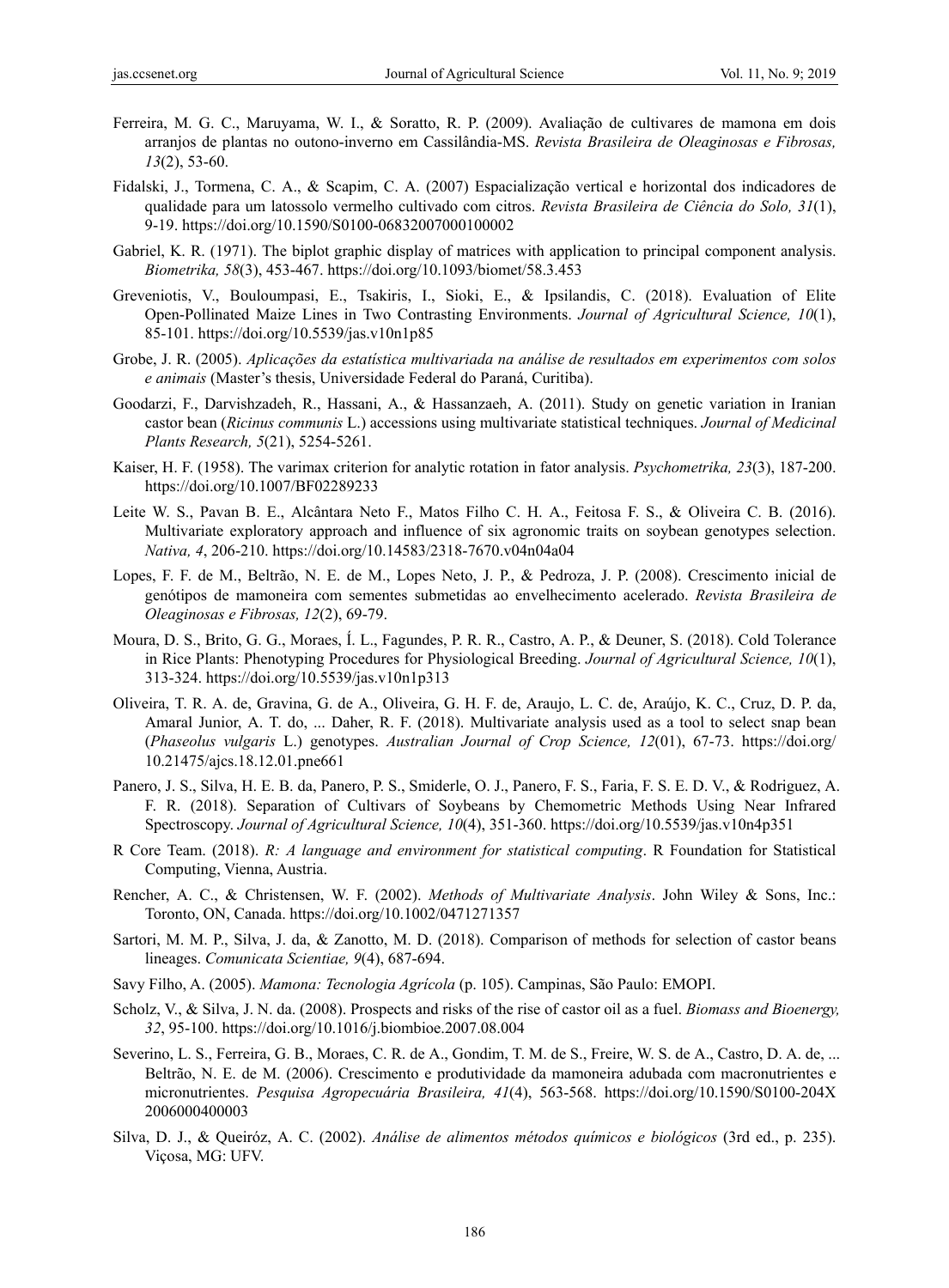Ferreira, M. G. C., Maruyama, W. I., & Soratto, R. P. (2009). Avaliação de cultivares de mamona em dois arranjos de plantas no outono-inverno em Cassilândia-MS. *Revista Brasileira de Oleaginosas e Fibrosas, 13*(2), 53-60.

Fidalski, J., Tormena, C. A., & Scapim, C. A. (2007) Espacialização vertical e horizontal dos indicadores de qualidade para um latossolo vermelho cultivado com citros. *Revista Brasileira de Ciência do Solo, 31*(1), 9-19. https://doi.org/10.1590/S0100-06832007000100002

Gabriel, K. R. (1971). The biplot graphic display of matrices with application to principal component analysis. *Biometrika, 58*(3), 453-467. https://doi.org/10.1093/biomet/58.3.453

Greveniotis, V., Bouloumpasi, E., Tsakiris, I., Sioki, E., & Ipsilandis, C. (2018). Evaluation of Elite Open-Pollinated Maize Lines in Two Contrasting Environments. *Journal of Agricultural Science, 10*(1), 85-101. https://doi.org/10.5539/jas.v10n1p85

Grobe, J. R. (2005). *Aplicações da estatística multivariada na análise de resultados em experimentos com solos e animais* (Master's thesis, Universidade Federal do Paraná, Curitiba).

Goodarzi, F., Darvishzadeh, R., Hassani, A., & Hassanzaeh, A. (2011). Study on genetic variation in Iranian castor bean (*Ricinus communis* L.) accessions using multivariate statistical techniques. *Journal of Medicinal Plants Research, 5*(21), 5254-5261.

Kaiser, H. F. (1958). The varimax criterion for analytic rotation in fator analysis. *Psychometrika, 23*(3), 187-200. https://doi.org/10.1007/BF02289233

Leite W. S., Pavan B. E., Alcântara Neto F., Matos Filho C. H. A., Feitosa F. S., & Oliveira C. B. (2016). Multivariate exploratory approach and influence of six agronomic traits on soybean genotypes selection. *Nativa, 4*, 206-210. https://doi.org/10.14583/2318-7670.v04n04a04

Lopes, F. F. de M., Beltrão, N. E. de M., Lopes Neto, J. P., & Pedroza, J. P. (2008). Crescimento inicial de genótipos de mamoneira com sementes submetidas ao envelhecimento acelerado. *Revista Brasileira de Oleaginosas e Fibrosas, 12*(2), 69-79.

Moura, D. S., Brito, G. G., Moraes, Í. L., Fagundes, P. R. R., Castro, A. P., & Deuner, S. (2018). Cold Tolerance in Rice Plants: Phenotyping Procedures for Physiological Breeding. *Journal of Agricultural Science, 10*(1), 313-324. https://doi.org/10.5539/jas.v10n1p313

Oliveira, T. R. A. de, Gravina, G. de A., Oliveira, G. H. F. de, Araujo, L. C. de, Araújo, K. C., Cruz, D. P. da, Amaral Junior, A. T. do, ... Daher, R. F. (2018). Multivariate analysis used as a tool to select snap bean (*Phaseolus vulgaris* L.) genotypes. *Australian Journal of Crop Science, 12*(01), 67-73. https://doi.org/10.21475/ajcs.18.12.01.pne661

Panero, J. S., Silva, H. E. B. da, Panero, P. S., Smiderle, O. J., Panero, F. S., Faria, F. S. E. D. V., & Rodriguez, A. F. R. (2018). Separation of Cultivars of Soybeans by Chemometric Methods Using Near Infrared Spectroscopy. *Journal of Agricultural Science, 10*(4), 351-360. https://doi.org/10.5539/jas.v10n4p351

R Core Team. (2018). *R: A language and environment for statistical computing*. R Foundation for Statistical Computing, Vienna, Austria.

Rencher, A. C., & Christensen, W. F. (2002). *Methods of Multivariate Analysis*. John Wiley & Sons, Inc.: Toronto, ON, Canada. https://doi.org/10.1002/0471271357

Sartori, M. M. P., Silva, J. da, & Zanotto, M. D. (2018). Comparison of methods for selection of castor beans lineages. *Comunicata Scientiae, 9*(4), 687-694.

Savy Filho, A. (2005). *Mamona: Tecnologia Agrícola* (p. 105). Campinas, São Paulo: EMOPI.

Scholz, V., & Silva, J. N. da. (2008). Prospects and risks of the rise of castor oil as a fuel. *Biomass and Bioenergy, 32*, 95-100. https://doi.org/10.1016/j.biombioe.2007.08.004

Severino, L. S., Ferreira, G. B., Moraes, C. R. de A., Gondim, T. M. de S., Freire, W. S. de A., Castro, D. A. de, ... Beltrão, N. E. de M. (2006). Crescimento e produtividade da mamoneira adubada com macronutrientes e micronutrientes. *Pesquisa Agropecuária Brasileira, 41*(4), 563-568. https://doi.org/10.1590/S0100-204X2006000400003

Silva, D. J., & Queiróz, A. C. (2002). *Análise de alimentos métodos químicos e biológicos* (3rd ed., p. 235). Viçosa, MG: UFV.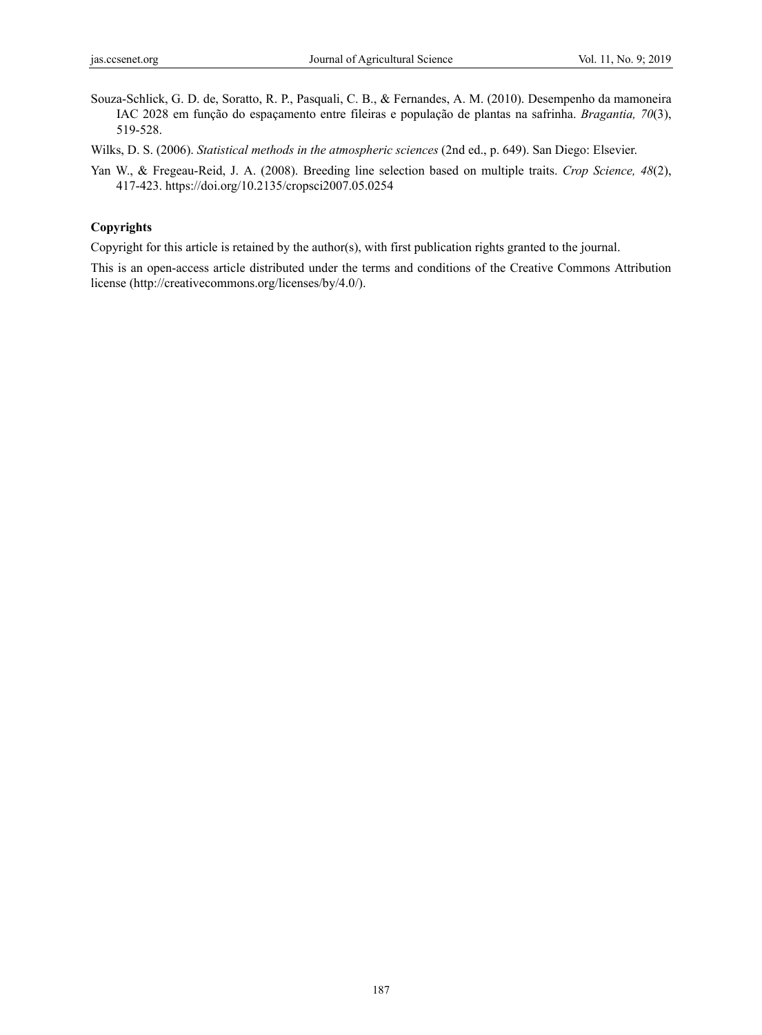Souza-Schlick, G. D. de, Soratto, R. P., Pasquali, C. B., & Fernandes, A. M. (2010). Desempenho da mamoneira IAC 2028 em função do espaçamento entre fileiras e população de plantas na safrinha. *Bragantia, 70*(3), 519-528.

Wilks, D. S. (2006). *Statistical methods in the atmospheric sciences* (2nd ed., p. 649). San Diego: Elsevier.

Yan W., & Fregeau-Reid, J. A. (2008). Breeding line selection based on multiple traits. *Crop Science, 48*(2), 417-423. https://doi.org/10.2135/cropsci2007.05.0254

**Copyrights**

Copyright for this article is retained by the author(s), with first publication rights granted to the journal.

This is an open-access article distributed under the terms and conditions of the Creative Commons Attribution license (http://creativecommons.org/licenses/by/4.0/).